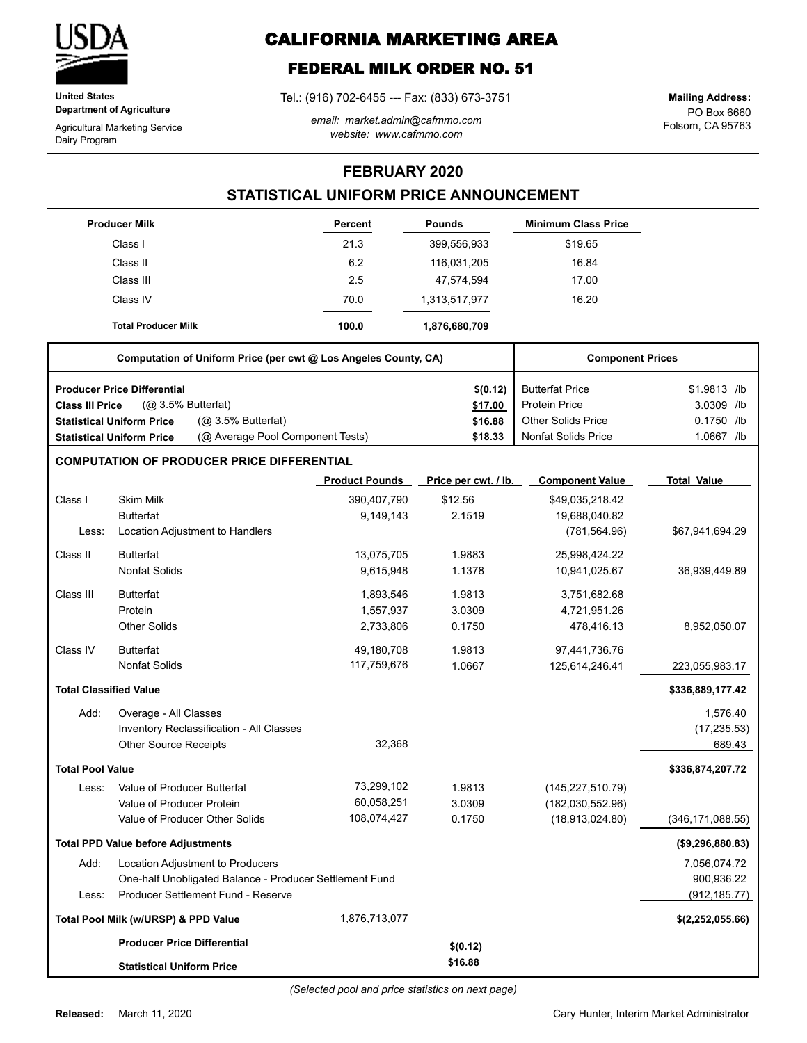# CALIFORNIA MARKETING AREA

## FEDERAL MILK ORDER NO. 51

**United States Department of Agriculture**

Agricultural Marketing Service
Dairy Program

Tel.: (916) 702-6455 --- Fax: (833) 673-3751

*email: market.admin@cafmmo.com*
*website: www.cafmmo.com*

**Mailing Address:**
PO Box 6660
Folsom, CA 95763

## FEBRUARY 2020

## STATISTICAL UNIFORM PRICE ANNOUNCEMENT

| Producer Milk | Percent | Pounds | Minimum Class Price |
|---|---|---|---|
| Class I | 21.3 | 399,556,933 | $19.65 |
| Class II | 6.2 | 116,031,205 | 16.84 |
| Class III | 2.5 | 47,574,594 | 17.00 |
| Class IV | 70.0 | 1,313,517,977 | 16.20 |
| **Total Producer Milk** | **100.0** | **1,876,680,709** | |

| Computation of Uniform Price (per cwt @ Los Angeles County, CA) | | Component Prices | |
|---|---|---|---|
| **Producer Price Differential** | **$(0.12)** | Butterfat Price | $1.9813 /lb |
| **Class III Price** (@ 3.5% Butterfat) | **$17.00** | Protein Price | 3.0309 /lb |
| **Statistical Uniform Price** (@ 3.5% Butterfat) | **$16.88** | Other Solids Price | 0.1750 /lb |
| **Statistical Uniform Price** (@ Average Pool Component Tests) | **$18.33** | Nonfat Solids Price | 1.0667 /lb |

### COMPUTATION OF PRODUCER PRICE DIFFERENTIAL

| | | Product Pounds | Price per cwt. / lb. | Component Value | Total Value |
|---|---|---|---|---|---|
| Class I | Skim Milk | 390,407,790 | $12.56 | $49,035,218.42 | |
| | Butterfat | 9,149,143 | 2.1519 | 19,688,040.82 | |
| Less: | Location Adjustment to Handlers | | | (781,564.96) | $67,941,694.29 |
| Class II | Butterfat | 13,075,705 | 1.9883 | 25,998,424.22 | |
| | Nonfat Solids | 9,615,948 | 1.1378 | 10,941,025.67 | 36,939,449.89 |
| Class III | Butterfat | 1,893,546 | 1.9813 | 3,751,682.68 | |
| | Protein | 1,557,937 | 3.0309 | 4,721,951.26 | |
| | Other Solids | 2,733,806 | 0.1750 | 478,416.13 | 8,952,050.07 |
| Class IV | Butterfat | 49,180,708 | 1.9813 | 97,441,736.76 | |
| | Nonfat Solids | 117,759,676 | 1.0667 | 125,614,246.41 | 223,055,983.17 |
| **Total Classified Value** | | | | | **$336,889,177.42** |
| Add: | Overage - All Classes | | | | 1,576.40 |
| | Inventory Reclassification - All Classes | | | | (17,235.53) |
| | Other Source Receipts | 32,368 | | | 689.43 |
| **Total Pool Value** | | | | | **$336,874,207.72** |
| Less: | Value of Producer Butterfat | 73,299,102 | 1.9813 | (145,227,510.79) | |
| | Value of Producer Protein | 60,058,251 | 3.0309 | (182,030,552.96) | |
| | Value of Producer Other Solids | 108,074,427 | 0.1750 | (18,913,024.80) | (346,171,088.55) |
| **Total PPD Value before Adjustments** | | | | | **($9,296,880.83)** |
| Add: | Location Adjustment to Producers | | | | 7,056,074.72 |
| | One-half Unobligated Balance - Producer Settlement Fund | | | | 900,936.22 |
| Less: | Producer Settlement Fund - Reserve | | | | (912,185.77) |
| **Total Pool Milk (w/URSP) & PPD Value** | | 1,876,713,077 | | | **$(2,252,055.66)** |
| | **Producer Price Differential** | | **$(0.12)** | | |
| | **Statistical Uniform Price** | | **$16.88** | | |

*(Selected pool and price statistics on next page)*

**Released:** March 11, 2020

Cary Hunter, Interim Market Administrator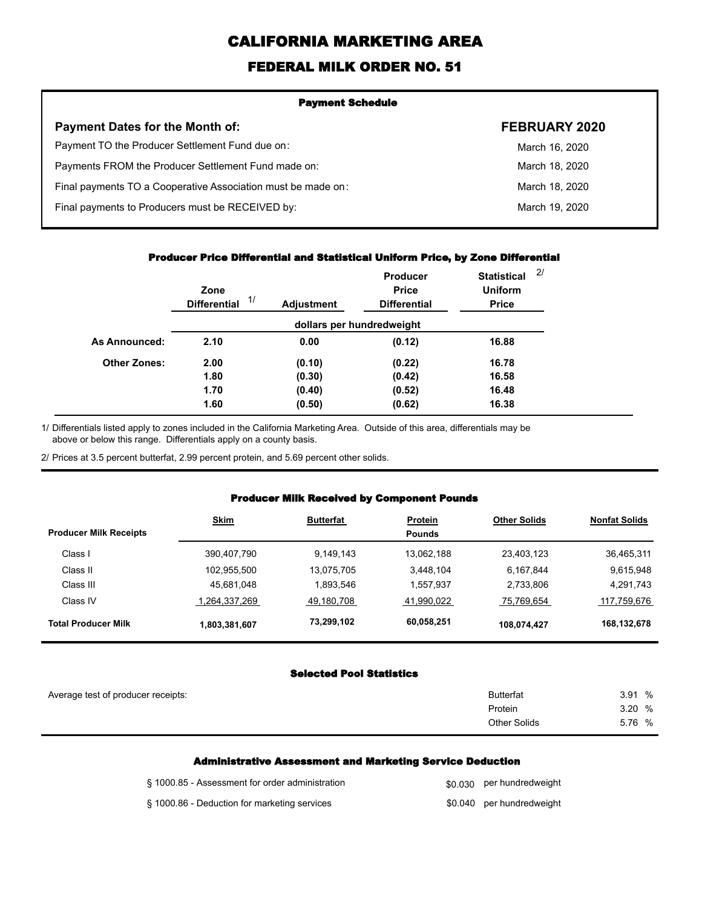# CALIFORNIA MARKETING AREA

## FEDERAL MILK ORDER NO. 51

### Payment Schedule

| Payment Dates for the Month of: | FEBRUARY 2020 |
| --- | --- |
| Payment TO the Producer Settlement Fund due on: | March 16, 2020 |
| Payments FROM the Producer Settlement Fund made on: | March 18, 2020 |
| Final payments TO a Cooperative Association must be made on: | March 18, 2020 |
| Final payments to Producers must be RECEIVED by: | March 19, 2020 |

### Producer Price Differential and Statistical Uniform Price, by Zone Differential

| | Zone Differential 1/ | Adjustment | Producer Price Differential | Statistical Uniform Price 2/ |
| --- | --- | --- | --- | --- |
| | dollars per hundredweight | | | |
| **As Announced:** | **2.10** | **0.00** | **(0.12)** | **16.88** |
| **Other Zones:** | **2.00** | **(0.10)** | **(0.22)** | **16.78** |
| | **1.80** | **(0.30)** | **(0.42)** | **16.58** |
| | **1.70** | **(0.40)** | **(0.52)** | **16.48** |
| | **1.60** | **(0.50)** | **(0.62)** | **16.38** |

1/ Differentials listed apply to zones included in the California Marketing Area. Outside of this area, differentials may be above or below this range. Differentials apply on a county basis.

2/ Prices at 3.5 percent butterfat, 2.99 percent protein, and 5.69 percent other solids.

### Producer Milk Received by Component Pounds

| Producer Milk Receipts | Skim | Butterfat | Protein | Other Solids | Nonfat Solids |
| --- | --- | --- | --- | --- | --- |
| | | | Pounds | | |
| Class I | 390,407,790 | 9,149,143 | 13,062,188 | 23,403,123 | 36,465,311 |
| Class II | 102,955,500 | 13,075,705 | 3,448,104 | 6,167,844 | 9,615,948 |
| Class III | 45,681,048 | 1,893,546 | 1,557,937 | 2,733,806 | 4,291,743 |
| Class IV | 1,264,337,269 | 49,180,708 | 41,990,022 | 75,769,654 | 117,759,676 |
| **Total Producer Milk** | **1,803,381,607** | **73,299,102** | **60,058,251** | **108,074,427** | **168,132,678** |

### Selected Pool Statistics

| Average test of producer receipts: | | |
| --- | --- | --- |
| | Butterfat | 3.91 % |
| | Protein | 3.20 % |
| | Other Solids | 5.76 % |

### Administrative Assessment and Marketing Service Deduction

| | | |
| --- | --- | --- |
| § 1000.85 - Assessment for order administration | $0.030 | per hundredweight |
| § 1000.86 - Deduction for marketing services | $0.040 | per hundredweight |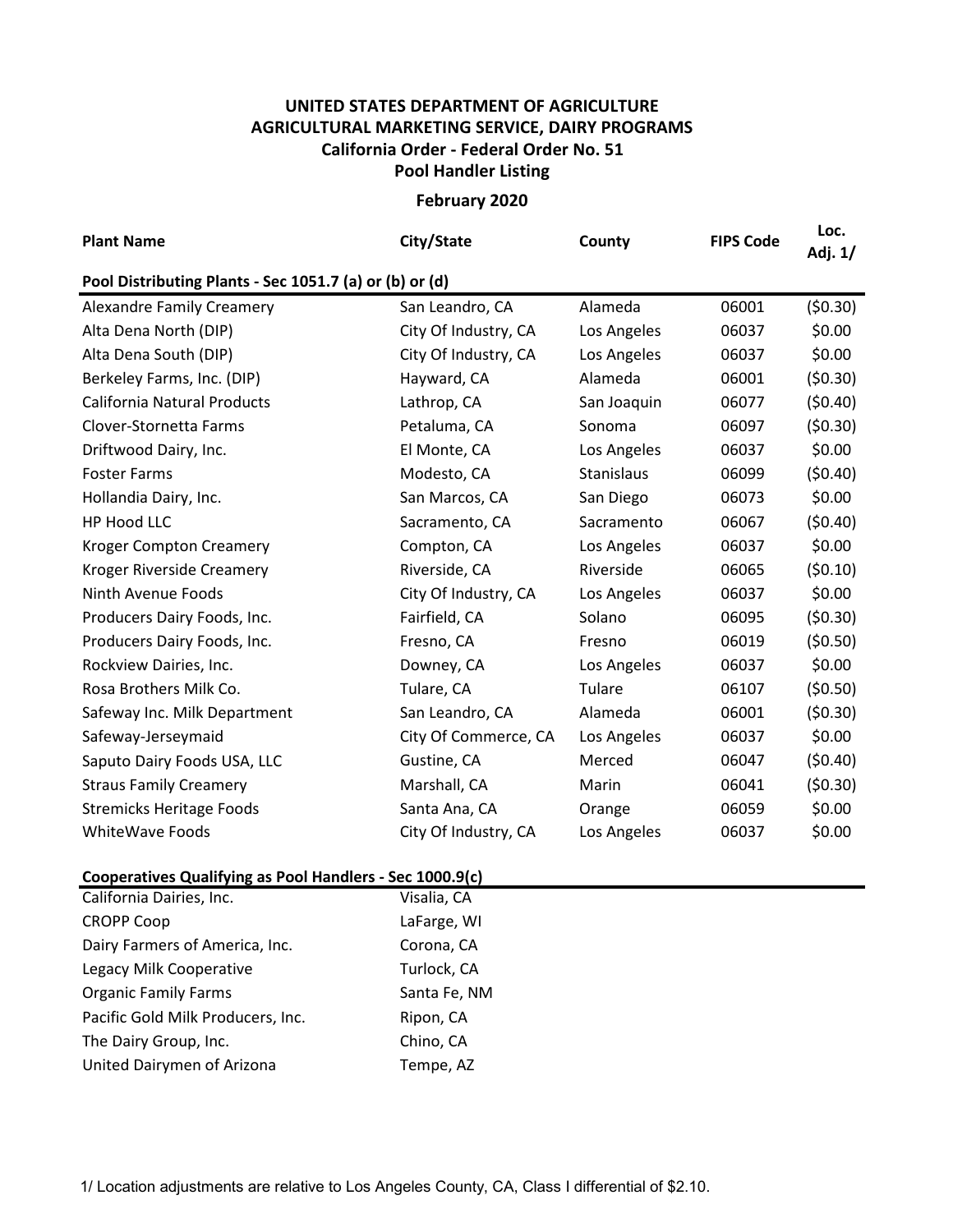**UNITED STATES DEPARTMENT OF AGRICULTURE**
**AGRICULTURAL MARKETING SERVICE, DAIRY PROGRAMS**
**California Order - Federal Order No. 51**
**Pool Handler Listing**

**February 2020**

| Plant Name | City/State | County | FIPS Code | Loc. Adj. 1/ |
|---|---|---|---|---|
| **Pool Distributing Plants - Sec 1051.7 (a) or (b) or (d)** | | | | |
| Alexandre Family Creamery | San Leandro, CA | Alameda | 06001 | ($0.30) |
| Alta Dena North (DIP) | City Of Industry, CA | Los Angeles | 06037 | $0.00 |
| Alta Dena South (DIP) | City Of Industry, CA | Los Angeles | 06037 | $0.00 |
| Berkeley Farms, Inc. (DIP) | Hayward, CA | Alameda | 06001 | ($0.30) |
| California Natural Products | Lathrop, CA | San Joaquin | 06077 | ($0.40) |
| Clover-Stornetta Farms | Petaluma, CA | Sonoma | 06097 | ($0.30) |
| Driftwood Dairy, Inc. | El Monte, CA | Los Angeles | 06037 | $0.00 |
| Foster Farms | Modesto, CA | Stanislaus | 06099 | ($0.40) |
| Hollandia Dairy, Inc. | San Marcos, CA | San Diego | 06073 | $0.00 |
| HP Hood LLC | Sacramento, CA | Sacramento | 06067 | ($0.40) |
| Kroger Compton Creamery | Compton, CA | Los Angeles | 06037 | $0.00 |
| Kroger Riverside Creamery | Riverside, CA | Riverside | 06065 | ($0.10) |
| Ninth Avenue Foods | City Of Industry, CA | Los Angeles | 06037 | $0.00 |
| Producers Dairy Foods, Inc. | Fairfield, CA | Solano | 06095 | ($0.30) |
| Producers Dairy Foods, Inc. | Fresno, CA | Fresno | 06019 | ($0.50) |
| Rockview Dairies, Inc. | Downey, CA | Los Angeles | 06037 | $0.00 |
| Rosa Brothers Milk Co. | Tulare, CA | Tulare | 06107 | ($0.50) |
| Safeway Inc. Milk Department | San Leandro, CA | Alameda | 06001 | ($0.30) |
| Safeway-Jerseymaid | City Of Commerce, CA | Los Angeles | 06037 | $0.00 |
| Saputo Dairy Foods USA, LLC | Gustine, CA | Merced | 06047 | ($0.40) |
| Straus Family Creamery | Marshall, CA | Marin | 06041 | ($0.30) |
| Stremicks Heritage Foods | Santa Ana, CA | Orange | 06059 | $0.00 |
| WhiteWave Foods | City Of Industry, CA | Los Angeles | 06037 | $0.00 |

**Cooperatives Qualifying as Pool Handlers - Sec 1000.9(c)**

| | |
|---|---|
| California Dairies, Inc. | Visalia, CA |
| CROPP Coop | LaFarge, WI |
| Dairy Farmers of America, Inc. | Corona, CA |
| Legacy Milk Cooperative | Turlock, CA |
| Organic Family Farms | Santa Fe, NM |
| Pacific Gold Milk Producers, Inc. | Ripon, CA |
| The Dairy Group, Inc. | Chino, CA |
| United Dairymen of Arizona | Tempe, AZ |

1/ Location adjustments are relative to Los Angeles County, CA, Class I differential of $2.10.